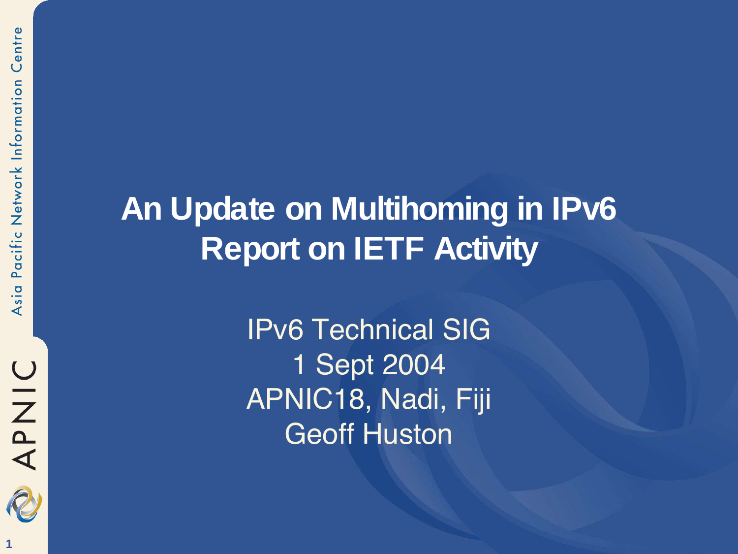# An Update on Multihoming in IPv6
# Report on IETF Activity

IPv6 Technical SIG
1 Sept 2004
APNIC18, Nadi, Fiji
Geoff Huston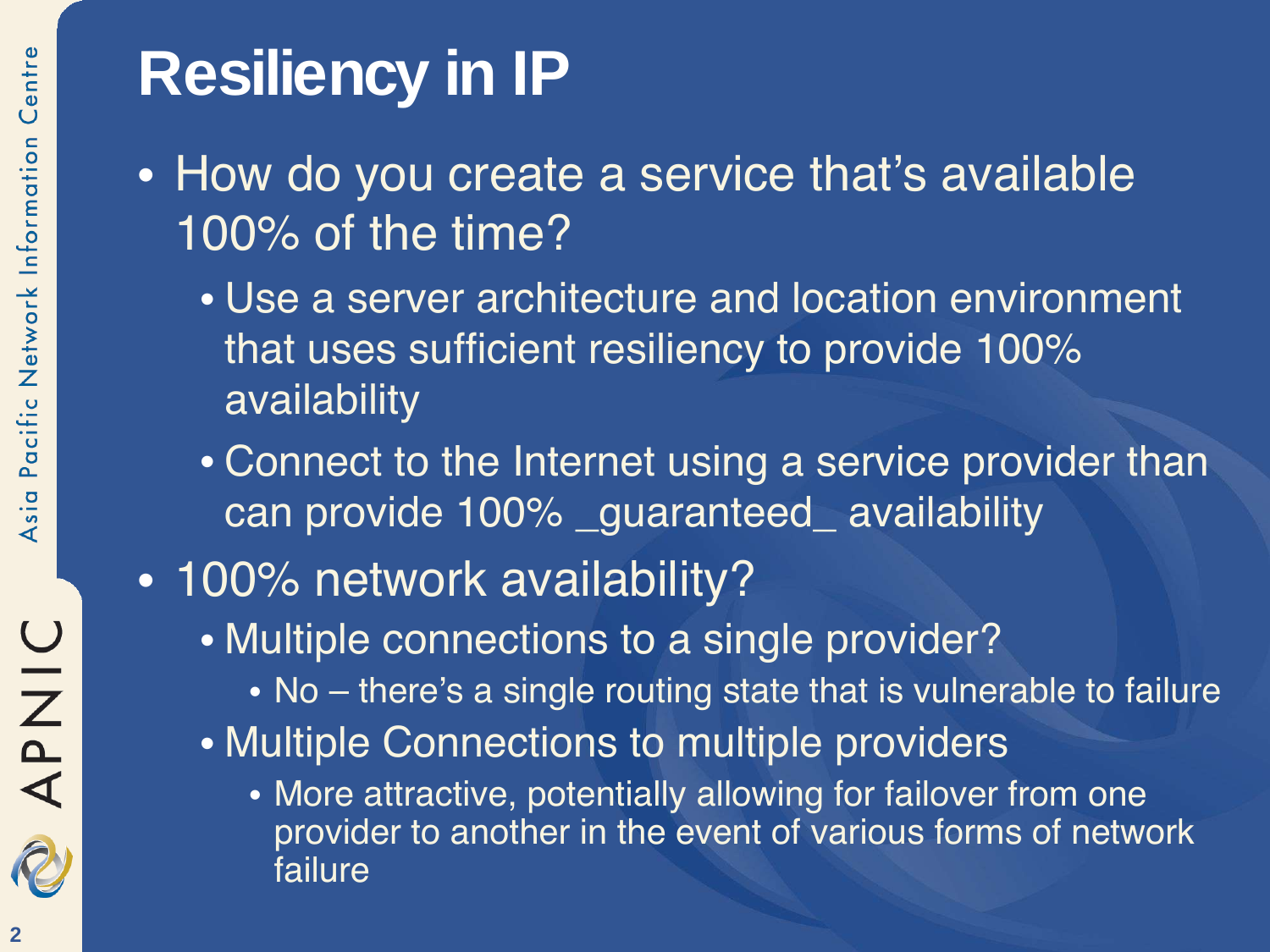# Resiliency in IP

- How do you create a service that's available 100% of the time?
  - Use a server architecture and location environment that uses sufficient resiliency to provide 100% availability
  - Connect to the Internet using a service provider than can provide 100% _guaranteed_ availability
- 100% network availability?
  - Multiple connections to a single provider?
    - No – there's a single routing state that is vulnerable to failure
  - Multiple Connections to multiple providers
    - More attractive, potentially allowing for failover from one provider to another in the event of various forms of network failure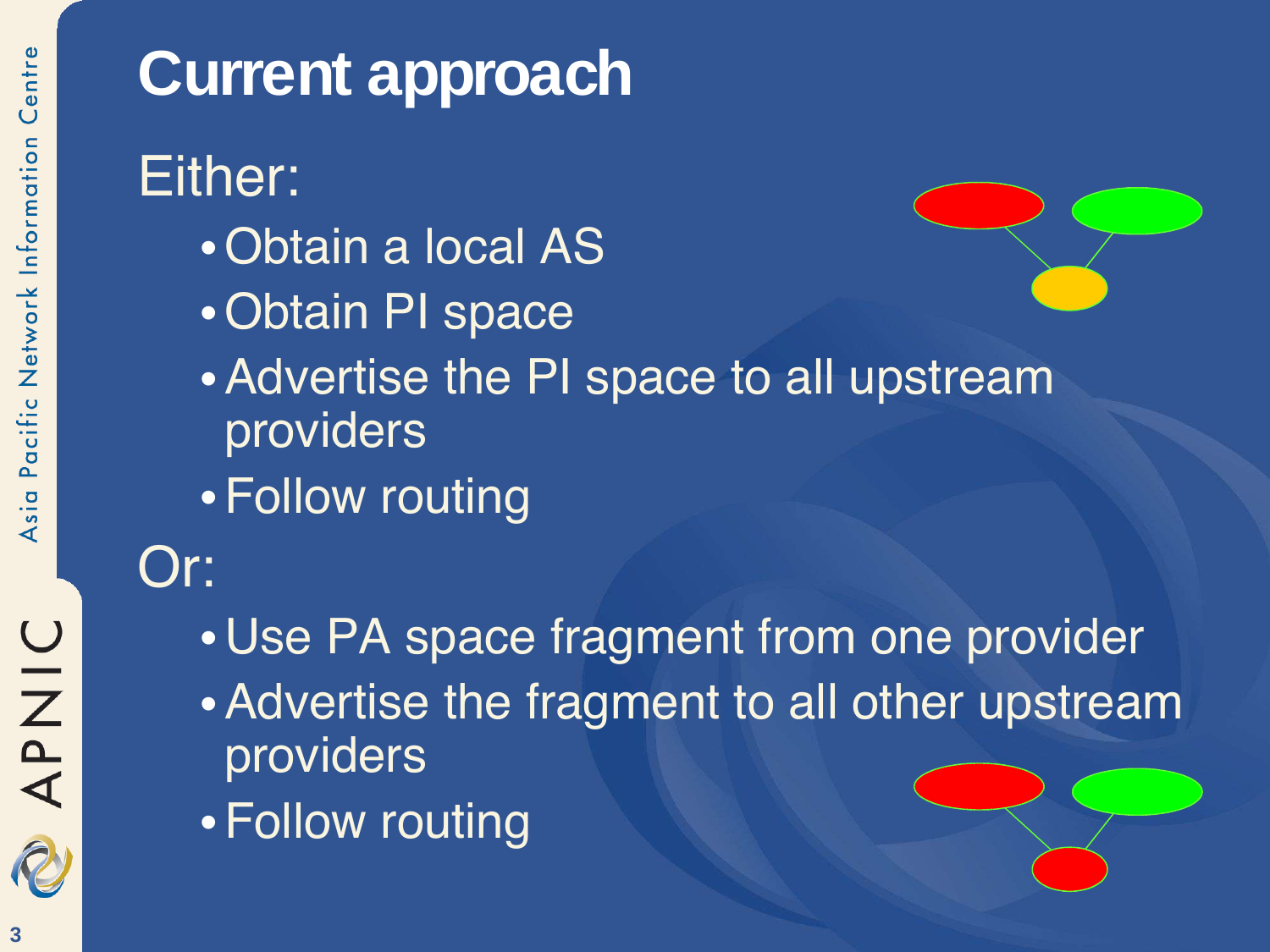# Current approach

Either:

- Obtain a local AS
- Obtain PI space
- Advertise the PI space to all upstream providers
- Follow routing

Or:

- Use PA space fragment from one provider
- Advertise the fragment to all other upstream providers
- Follow routing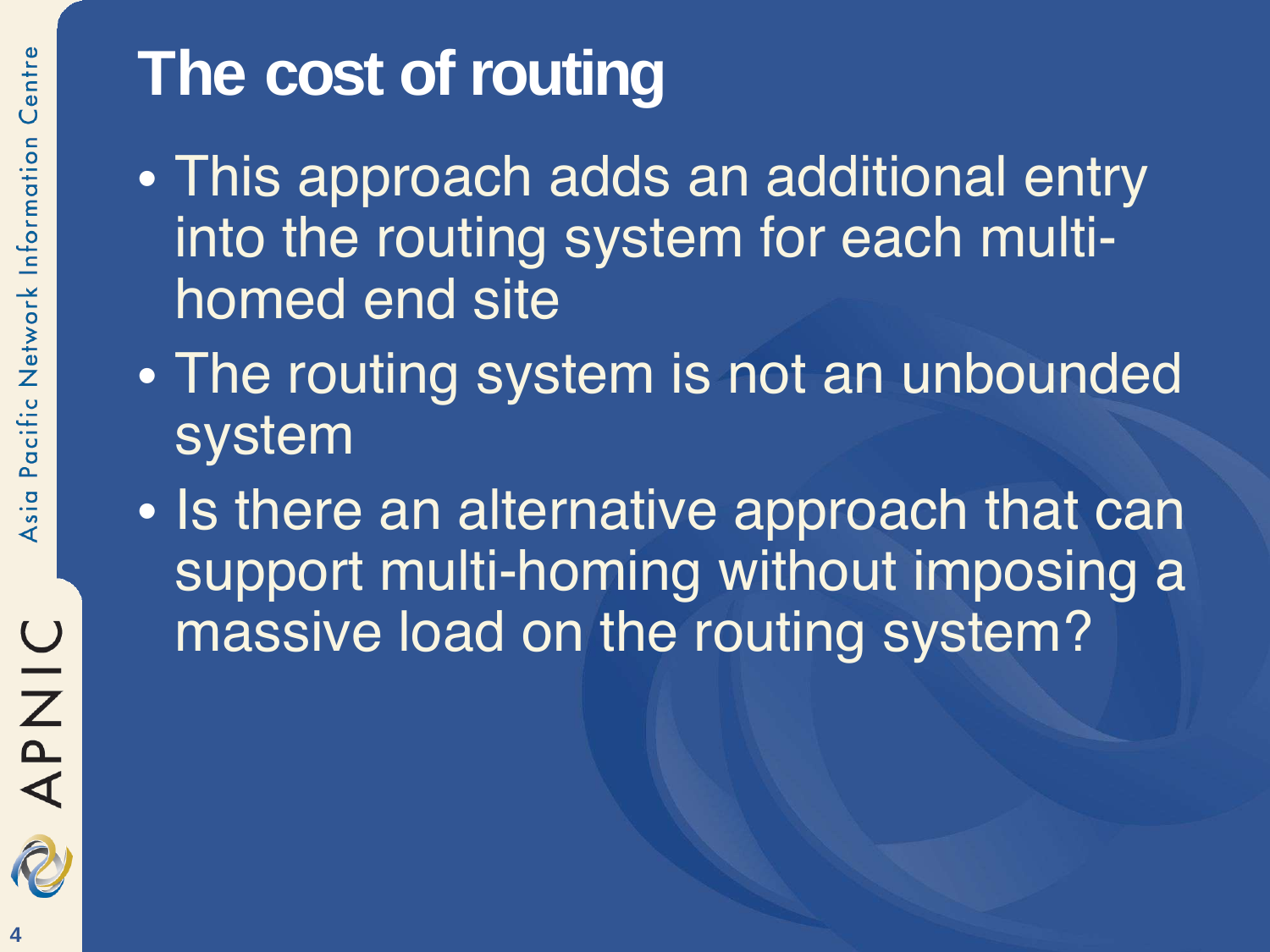# The cost of routing

- This approach adds an additional entry into the routing system for each multi-homed end site
- The routing system is not an unbounded system
- Is there an alternative approach that can support multi-homing without imposing a massive load on the routing system?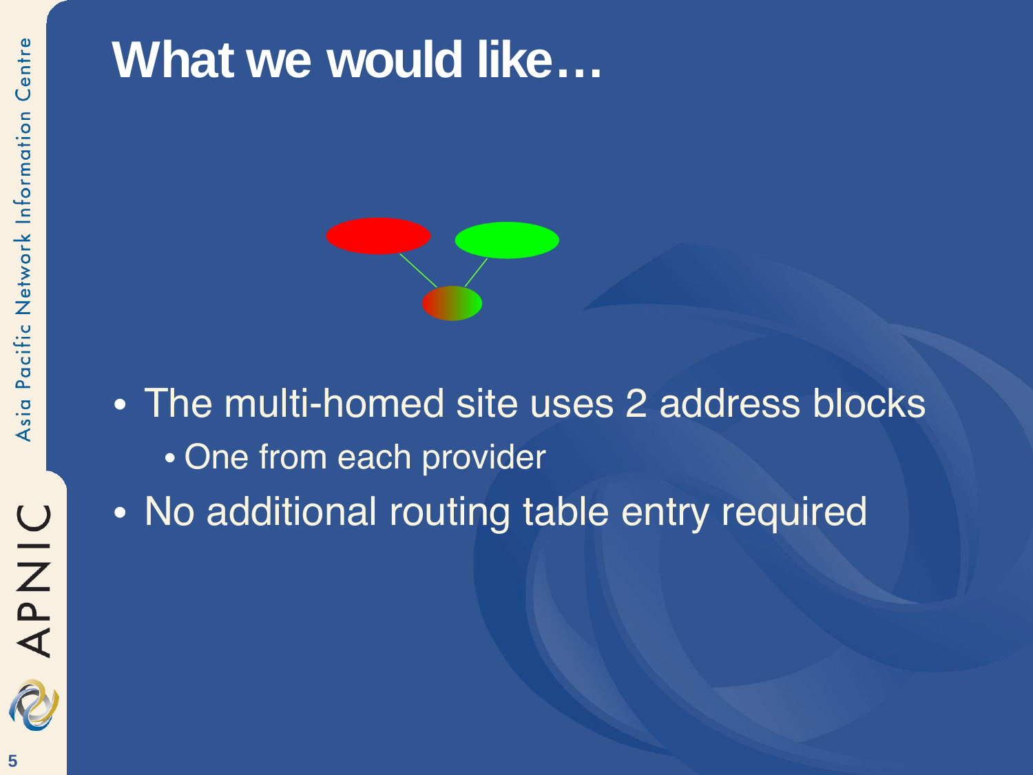# What we would like…

- The multi-homed site uses 2 address blocks
  - One from each provider
- No additional routing table entry required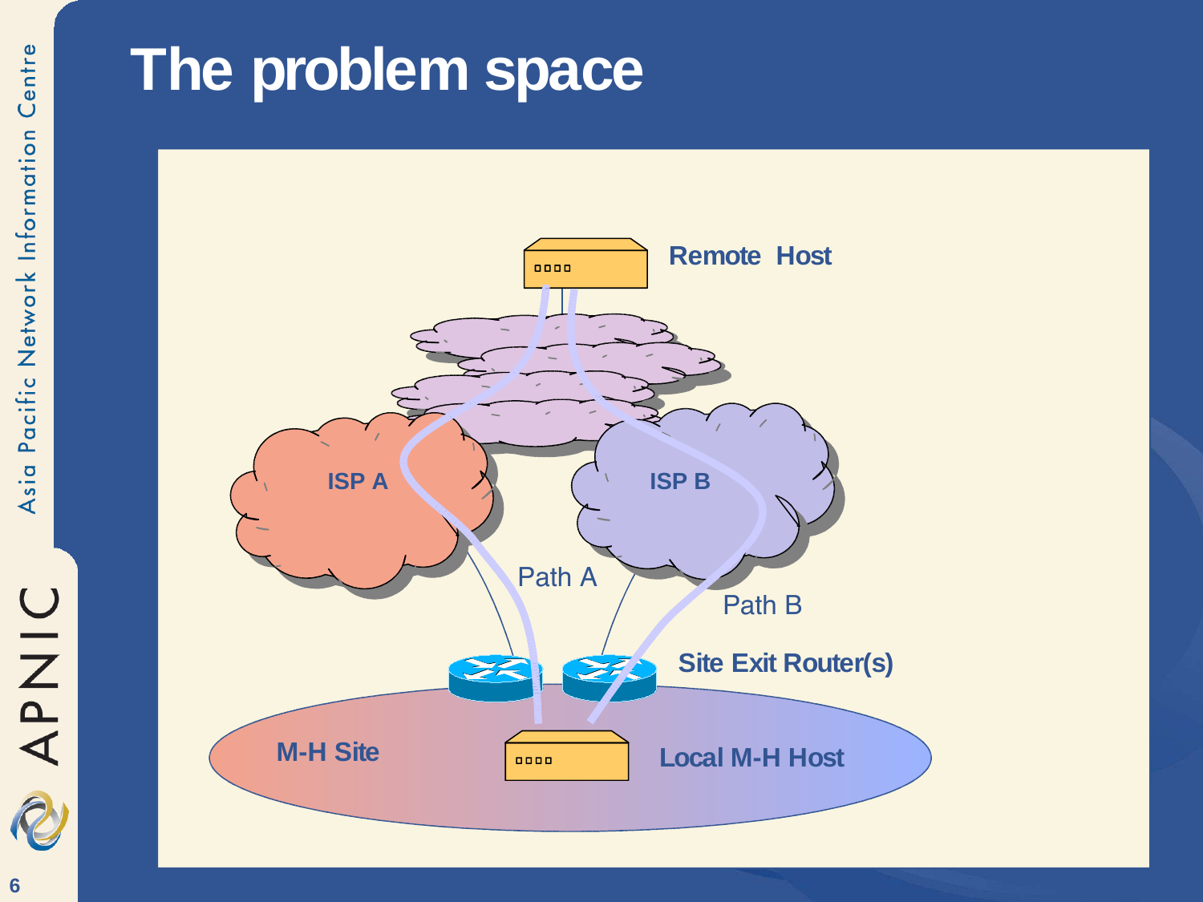# The problem space

Remote Host

ISP A

ISP B

Path A

Path B

Site Exit Router(s)

M-H Site

Local M-H Host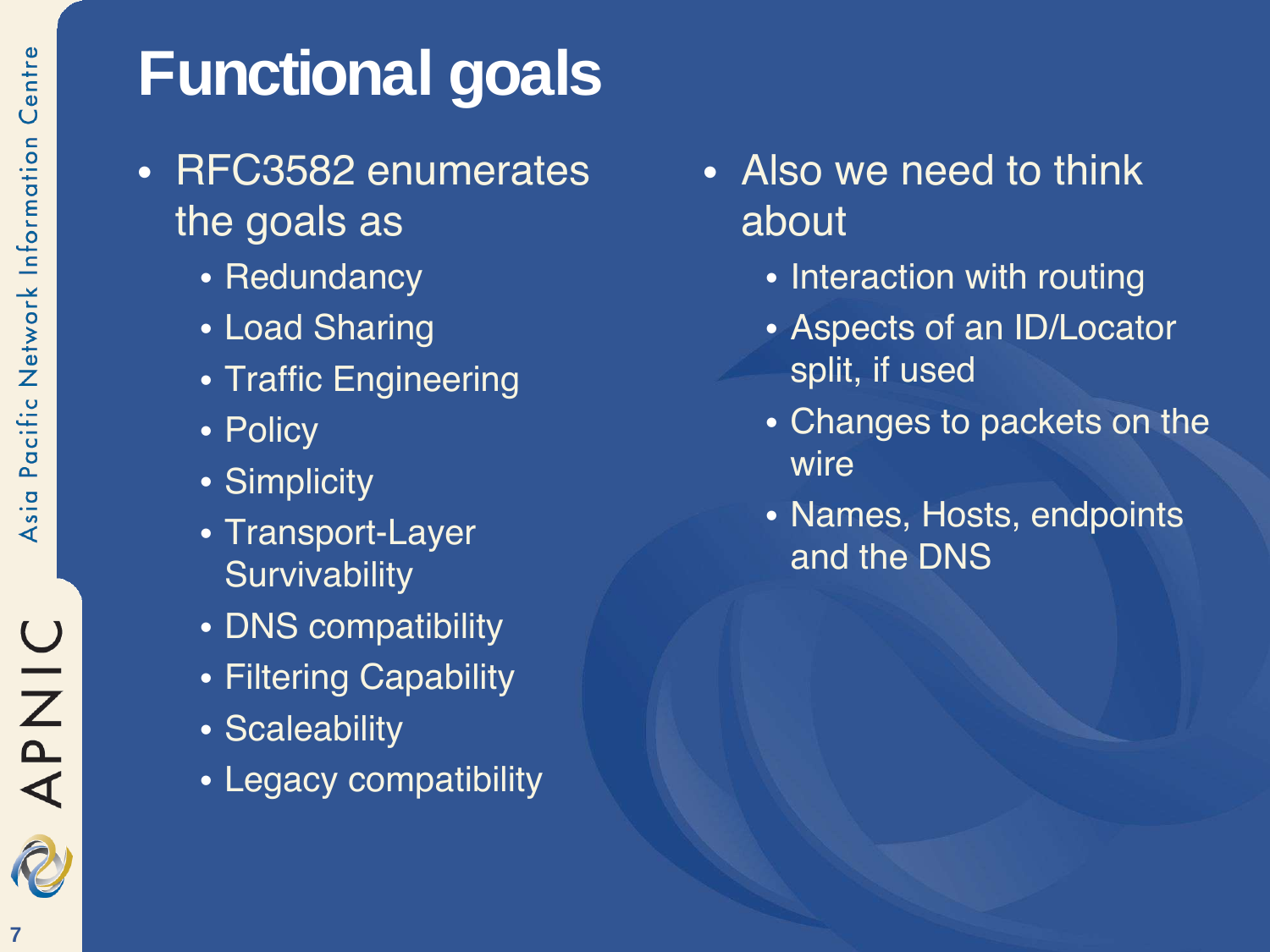# Functional goals

- RFC3582 enumerates the goals as
  - Redundancy
  - Load Sharing
  - Traffic Engineering
  - Policy
  - Simplicity
  - Transport-Layer Survivability
  - DNS compatibility
  - Filtering Capability
  - Scaleability
  - Legacy compatibility
- Also we need to think about
  - Interaction with routing
  - Aspects of an ID/Locator split, if used
  - Changes to packets on the wire
  - Names, Hosts, endpoints and the DNS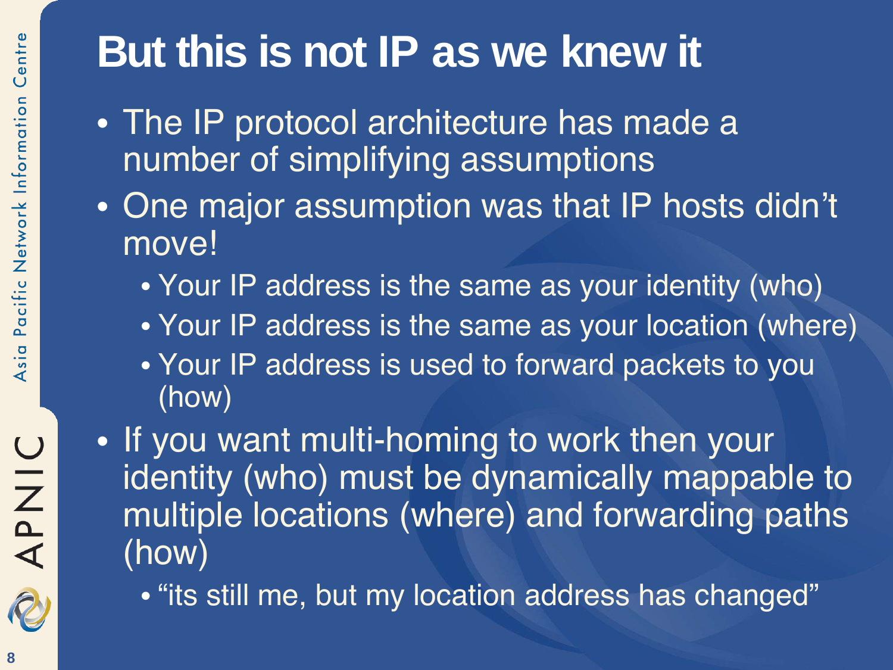# But this is not IP as we knew it

- The IP protocol architecture has made a number of simplifying assumptions
- One major assumption was that IP hosts didn't move!
  - Your IP address is the same as your identity (who)
  - Your IP address is the same as your location (where)
  - Your IP address is used to forward packets to you (how)
- If you want multi-homing to work then your identity (who) must be dynamically mappable to multiple locations (where) and forwarding paths (how)
  - "its still me, but my location address has changed"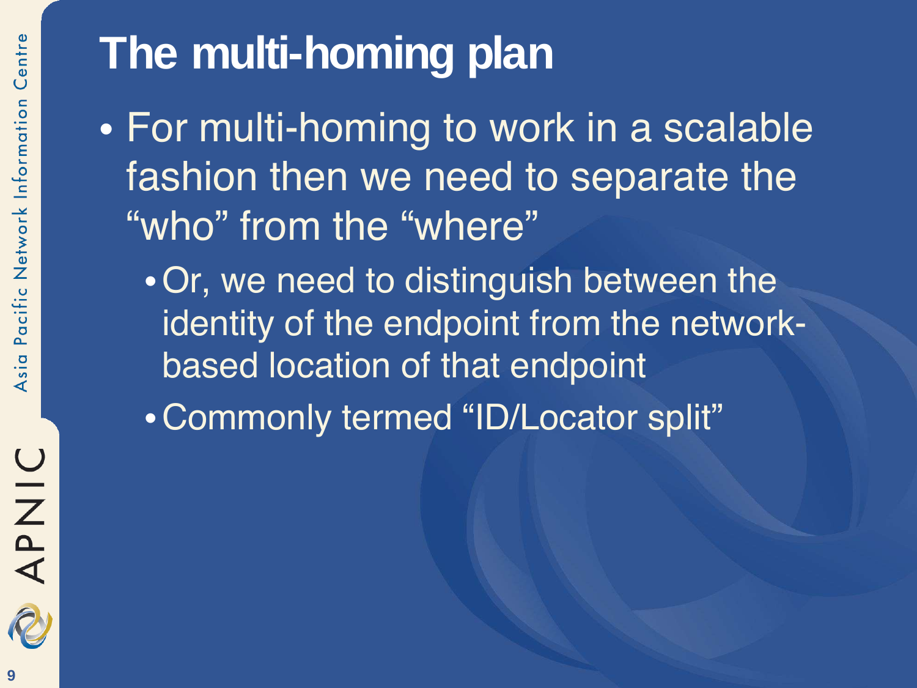# The multi-homing plan

- For multi-homing to work in a scalable fashion then we need to separate the “who” from the “where”
  - Or, we need to distinguish between the identity of the endpoint from the network-based location of that endpoint
  - Commonly termed “ID/Locator split”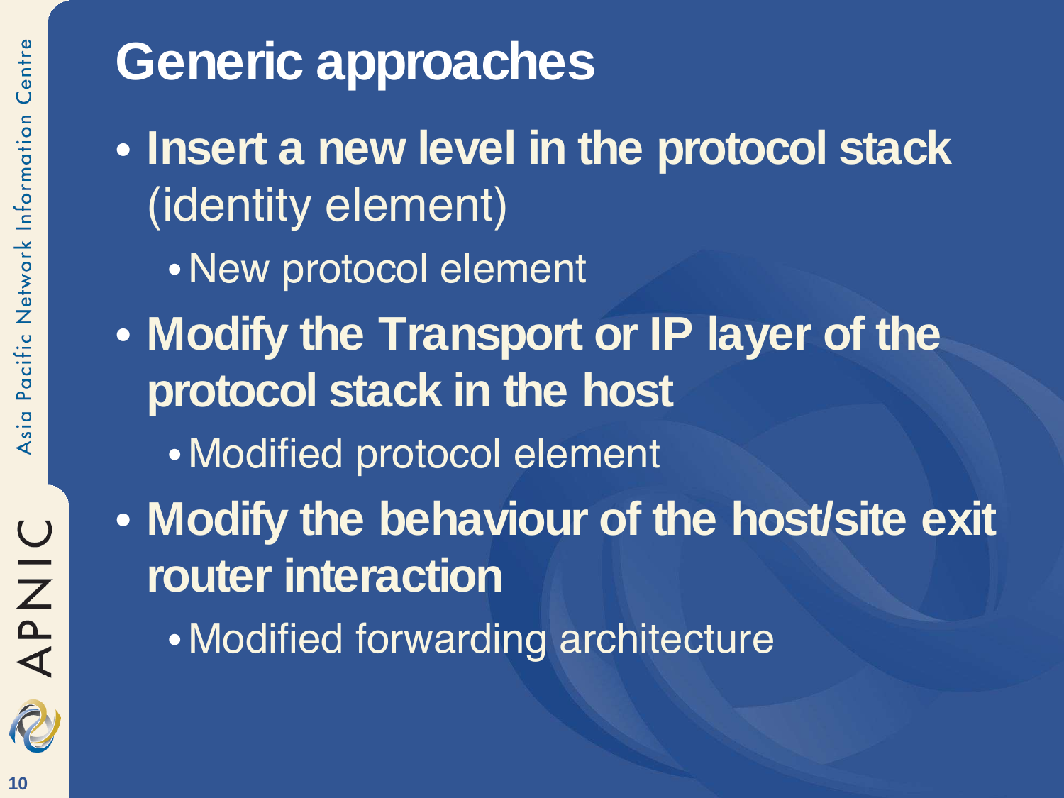# Generic approaches

- **Insert a new level in the protocol stack** (identity element)
  - New protocol element
- **Modify the Transport or IP layer of the protocol stack in the host**
  - Modified protocol element
- **Modify the behaviour of the host/site exit router interaction**
  - Modified forwarding architecture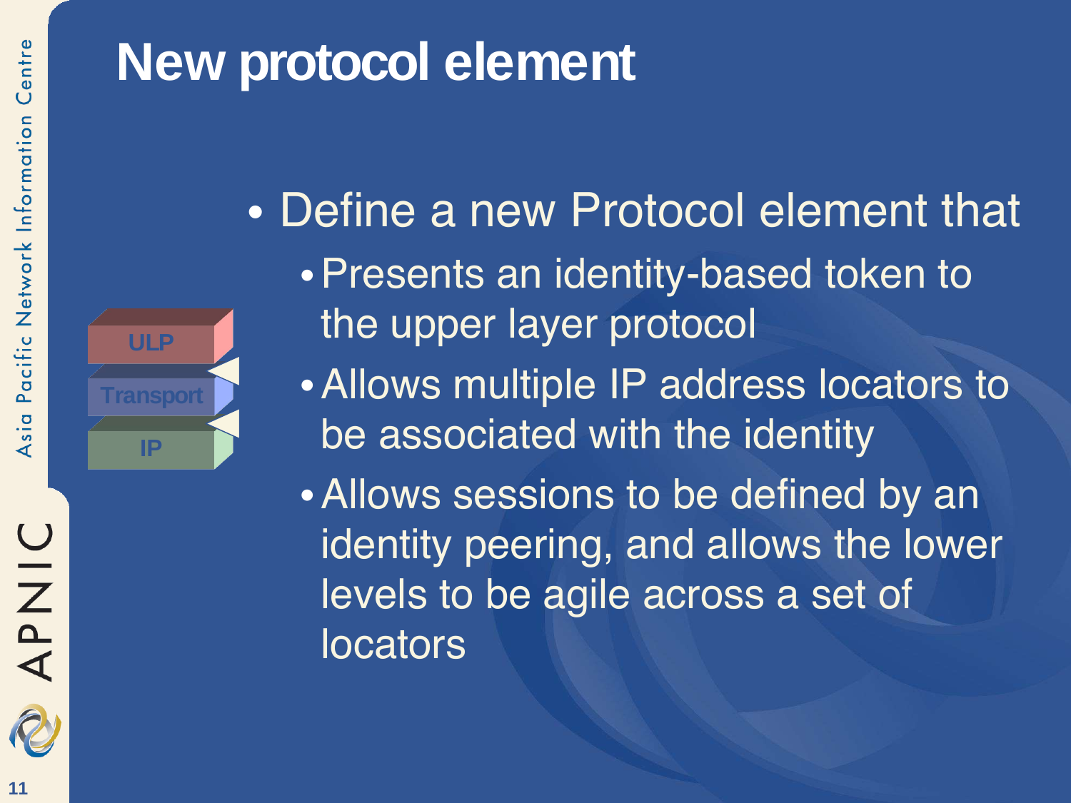# New protocol element

ULP

Transport

IP

- Define a new Protocol element that
  - Presents an identity-based token to the upper layer protocol
  - Allows multiple IP address locators to be associated with the identity
  - Allows sessions to be defined by an identity peering, and allows the lower levels to be agile across a set of locators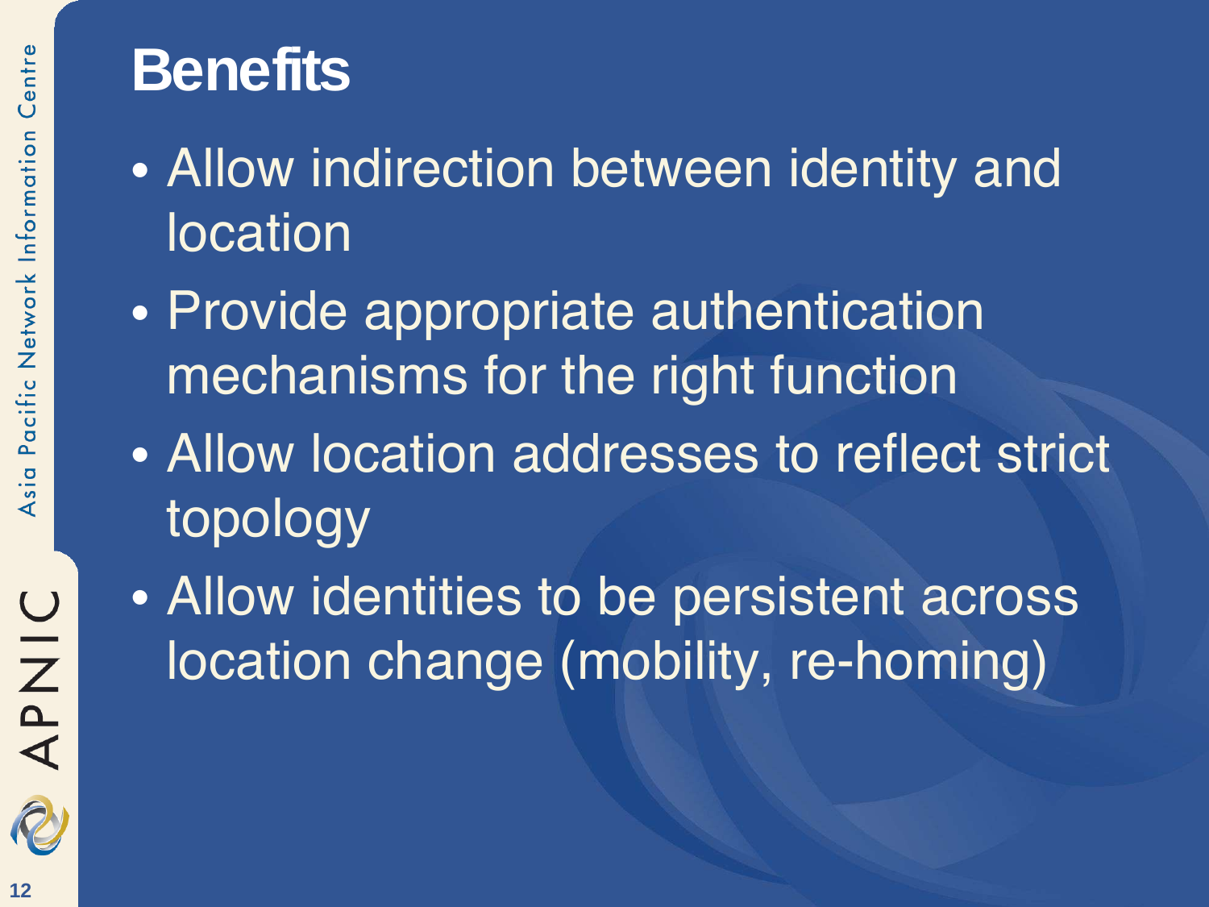# Benefits

- Allow indirection between identity and location
- Provide appropriate authentication mechanisms for the right function
- Allow location addresses to reflect strict topology
- Allow identities to be persistent across location change (mobility, re-homing)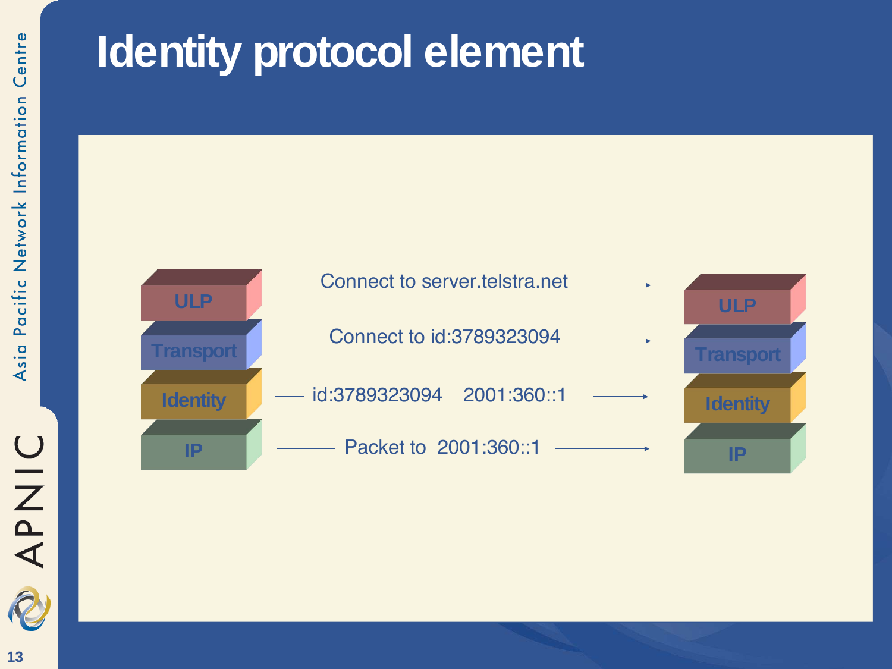# Identity protocol element

| | | |
|---|---|---|
| ULP | —— Connect to server.telstra.net ——→ | ULP |
| Transport | —— Connect to id:3789323094 ——→ | Transport |
| Identity | —— id:3789323094 2001:360::1 ——→ | Identity |
| IP | —— Packet to 2001:360::1 ——→ | IP |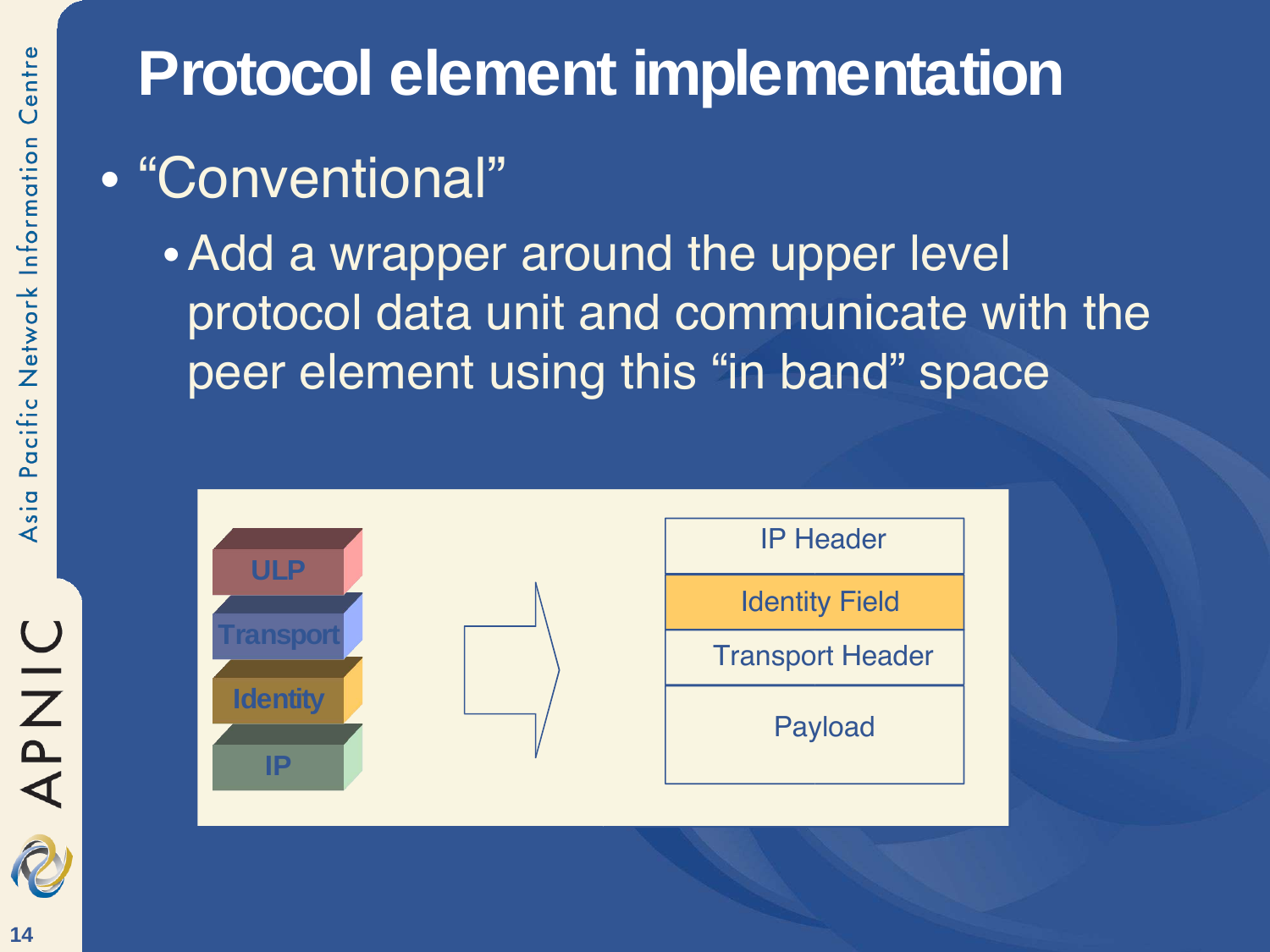# Protocol element implementation

- "Conventional"
  - Add a wrapper around the upper level protocol data unit and communicate with the peer element using this "in band" space

ULP

Transport

Identity

IP

| IP Header |
| --- |
| Identity Field |
| Transport Header |
| Payload |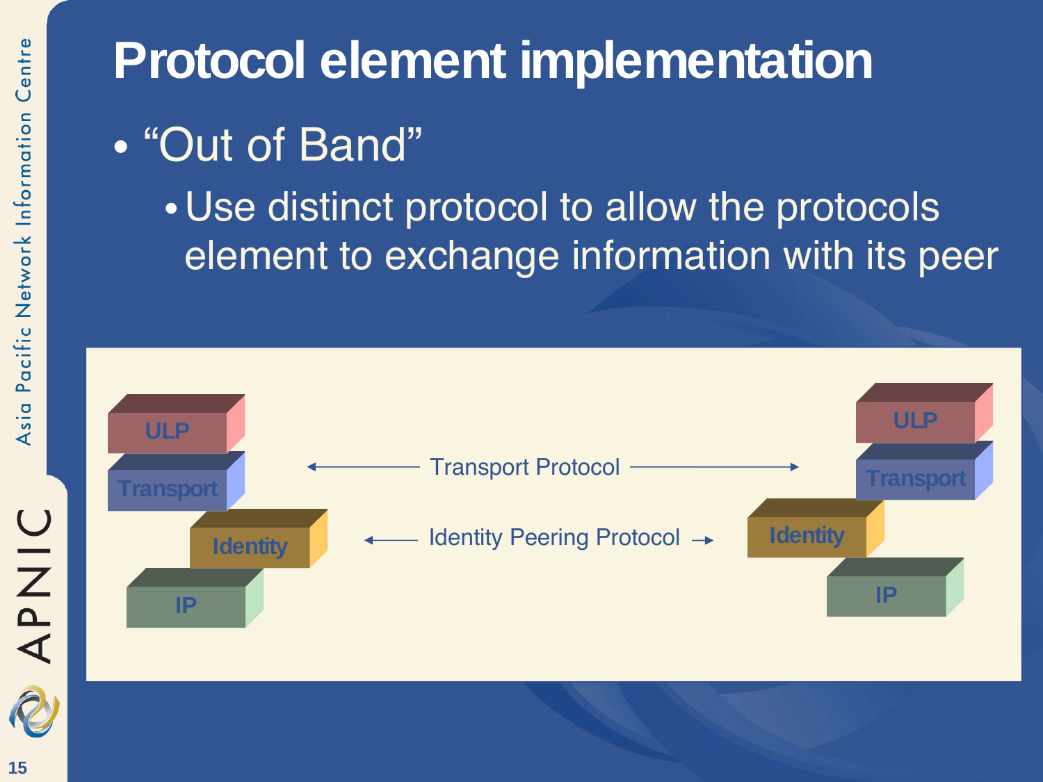# Protocol element implementation

- "Out of Band"
  - Use distinct protocol to allow the protocols element to exchange information with its peer

ULP | Transport | Identity | IP

← Transport Protocol →

← Identity Peering Protocol →

ULP | Transport | Identity | IP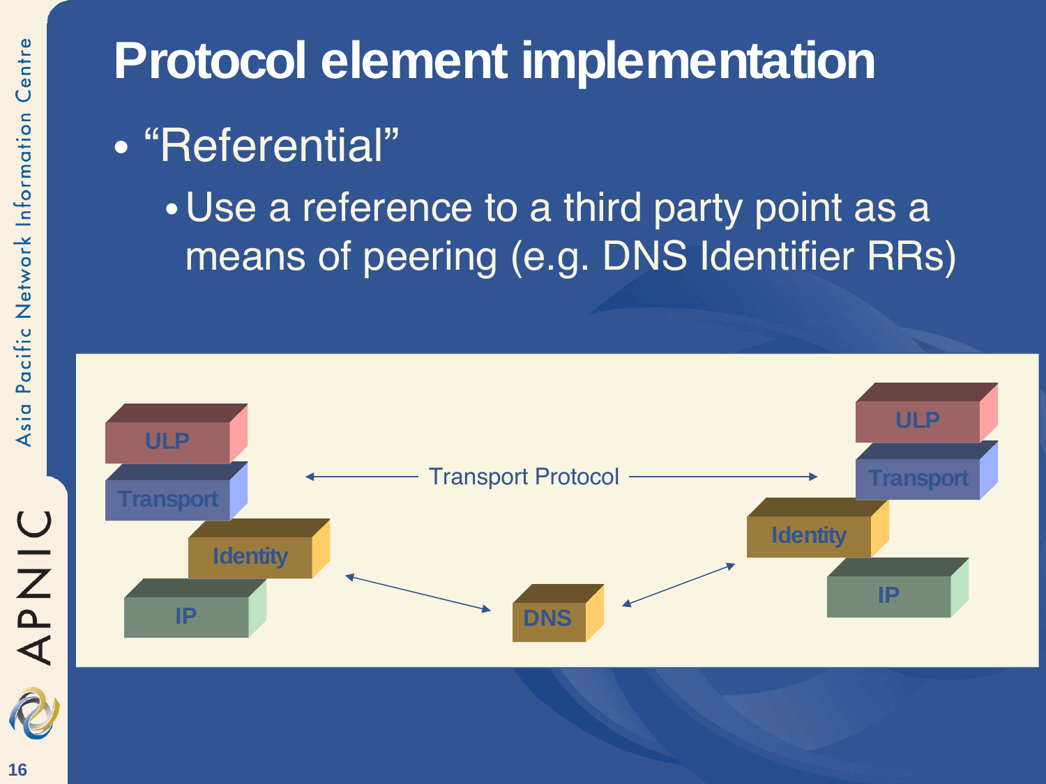# Protocol element implementation

- "Referential"
  - Use a reference to a third party point as a means of peering (e.g. DNS Identifier RRs)

ULP

Transport

Identity

IP

Transport Protocol

DNS

ULP

Transport

Identity

IP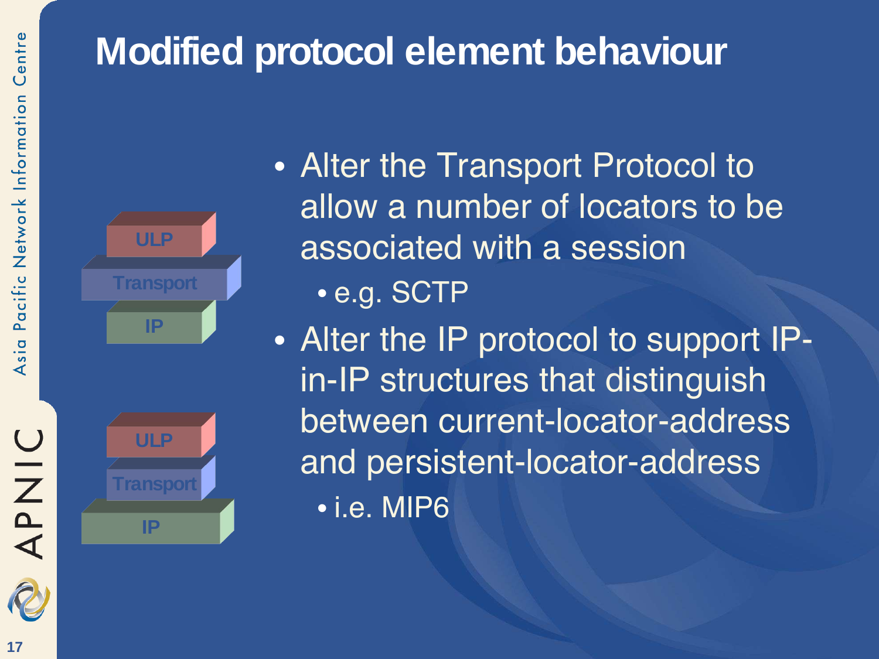# Modified protocol element behaviour

- Alter the Transport Protocol to allow a number of locators to be associated with a session
  - e.g. SCTP
- Alter the IP protocol to support IP-in-IP structures that distinguish between current-locator-address and persistent-locator-address
  - i.e. MIP6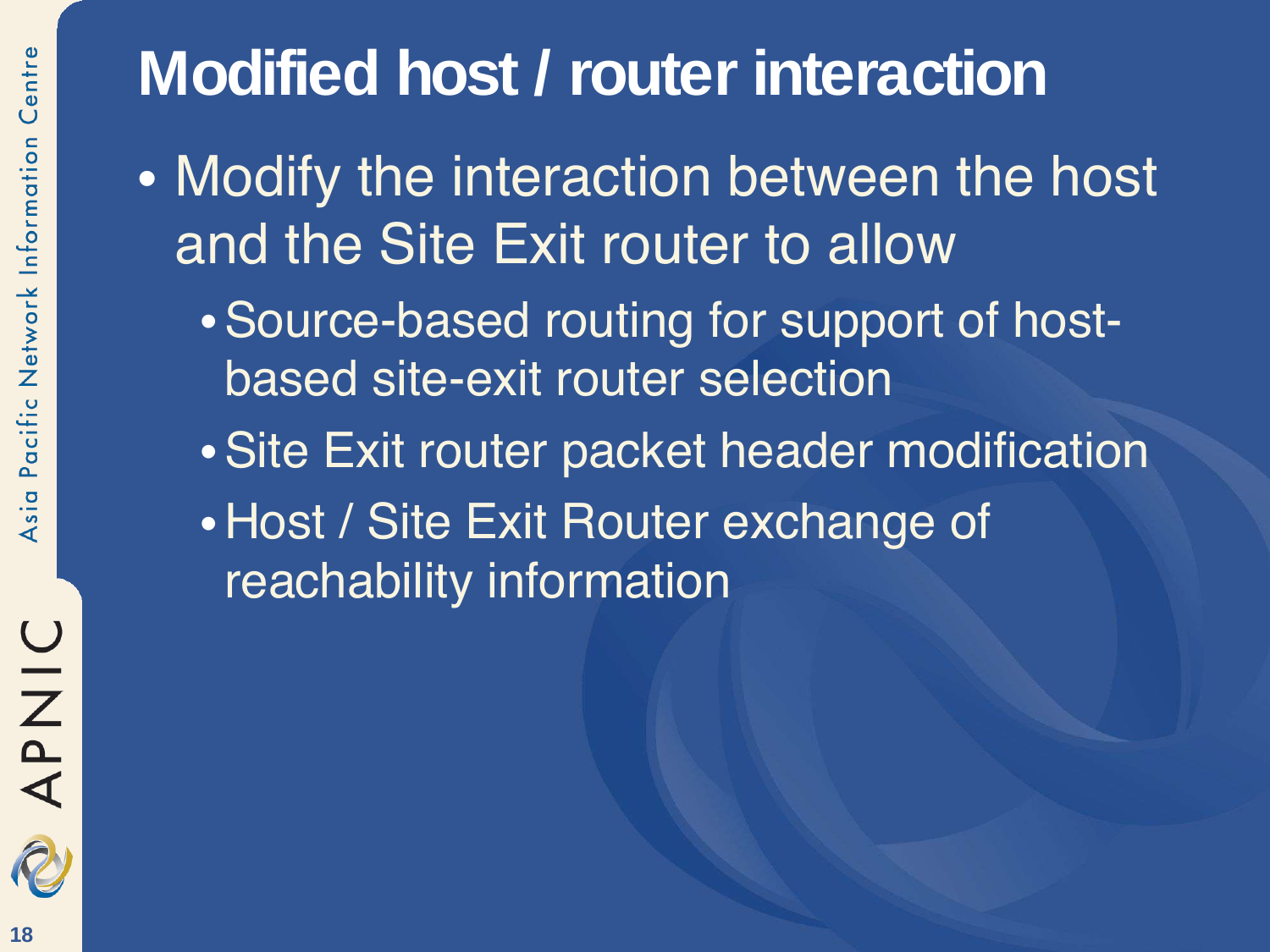# Modified host / router interaction

- Modify the interaction between the host and the Site Exit router to allow
  - Source-based routing for support of host-based site-exit router selection
  - Site Exit router packet header modification
  - Host / Site Exit Router exchange of reachability information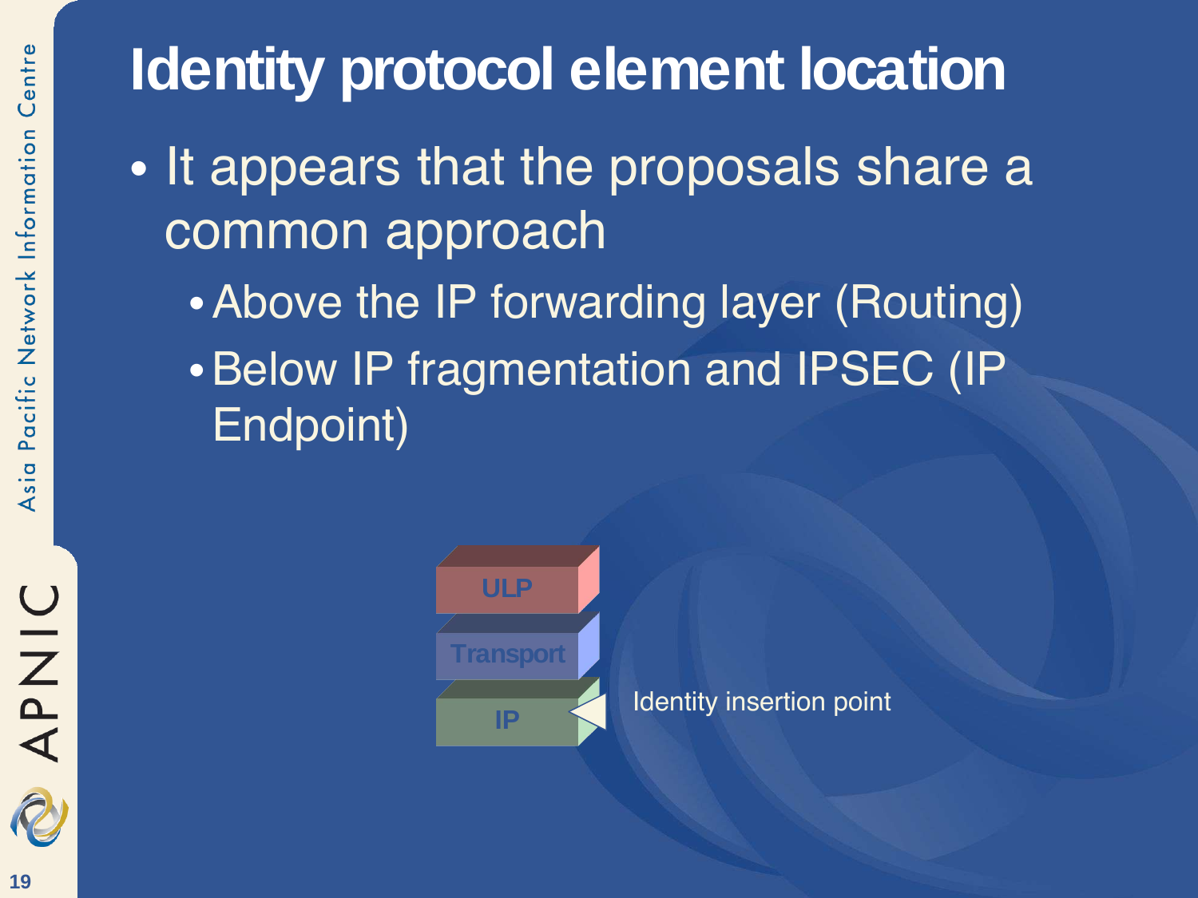# Identity protocol element location

- It appears that the proposals share a common approach
  - Above the IP forwarding layer (Routing)
  - Below IP fragmentation and IPSEC (IP Endpoint)

ULP

Transport

IP

Identity insertion point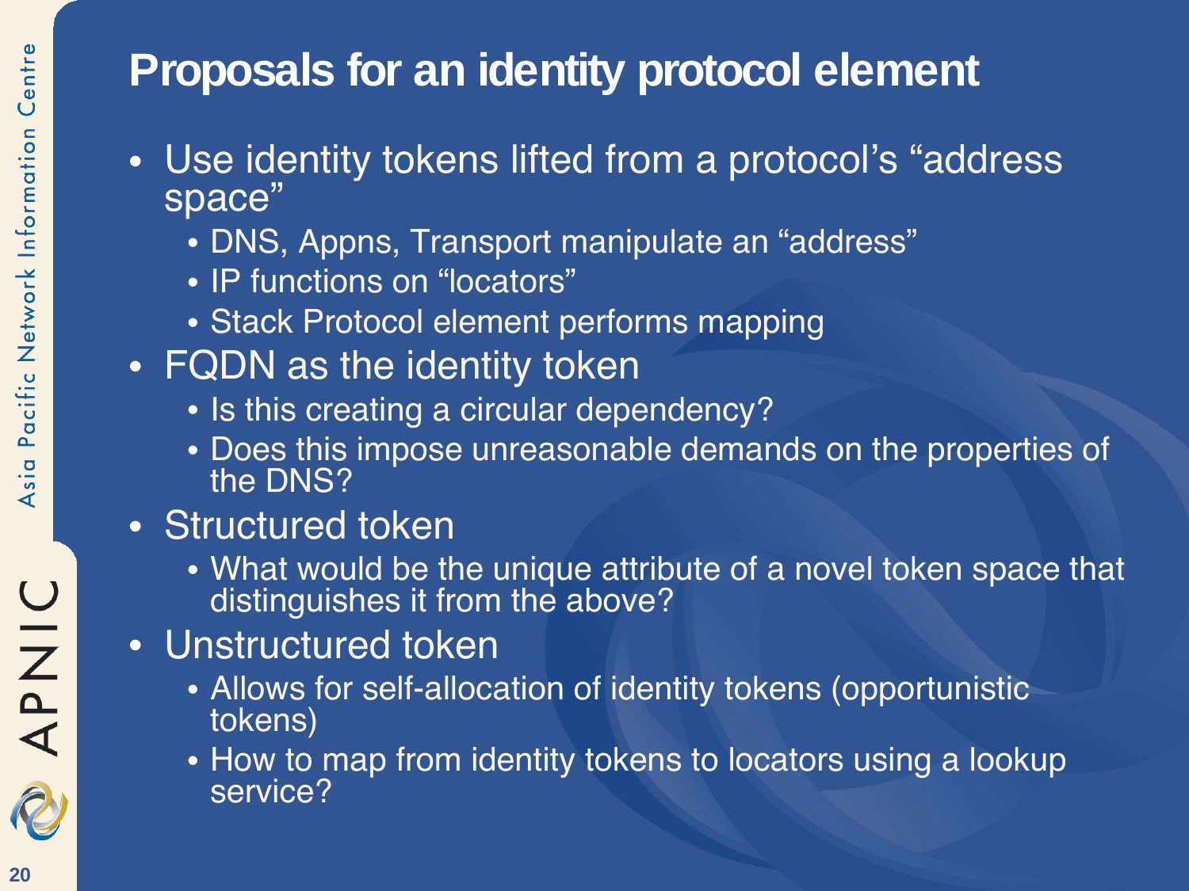# Proposals for an identity protocol element

- Use identity tokens lifted from a protocol's "address space"
  - DNS, Appns, Transport manipulate an "address"
  - IP functions on "locators"
  - Stack Protocol element performs mapping
- FQDN as the identity token
  - Is this creating a circular dependency?
  - Does this impose unreasonable demands on the properties of the DNS?
- Structured token
  - What would be the unique attribute of a novel token space that distinguishes it from the above?
- Unstructured token
  - Allows for self-allocation of identity tokens (opportunistic tokens)
  - How to map from identity tokens to locators using a lookup service?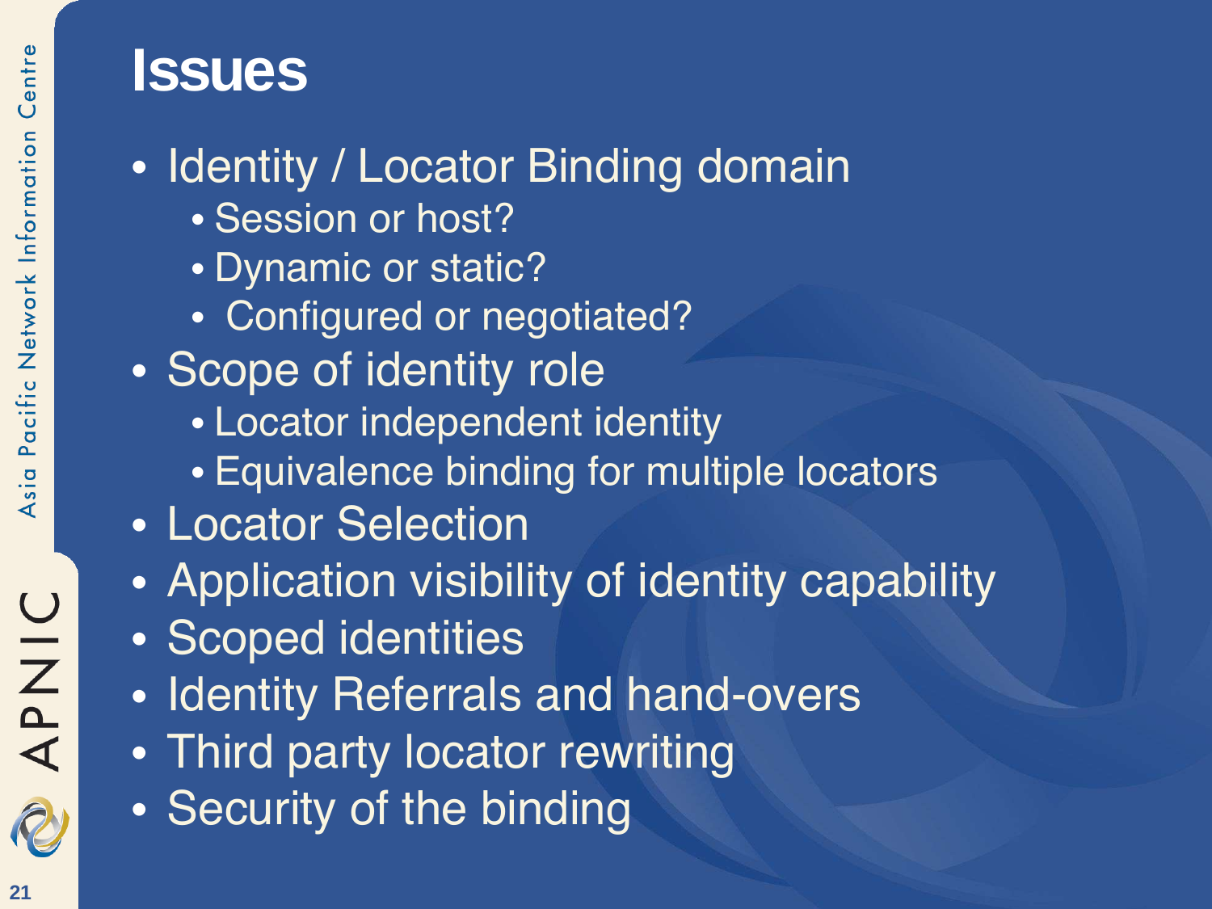# Issues

- Identity / Locator Binding domain
  - Session or host?
  - Dynamic or static?
  - Configured or negotiated?
- Scope of identity role
  - Locator independent identity
  - Equivalence binding for multiple locators
- Locator Selection
- Application visibility of identity capability
- Scoped identities
- Identity Referrals and hand-overs
- Third party locator rewriting
- Security of the binding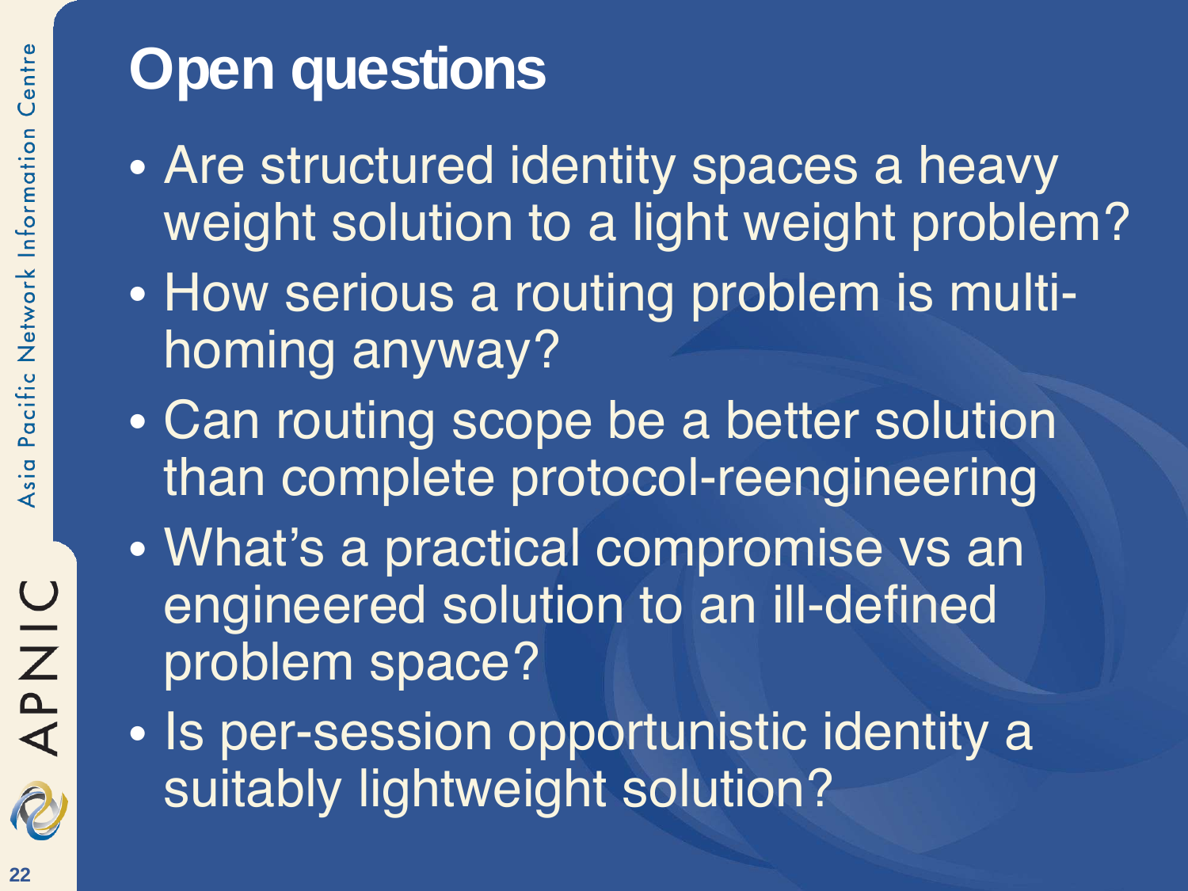# Open questions

- Are structured identity spaces a heavy weight solution to a light weight problem?
- How serious a routing problem is multi-homing anyway?
- Can routing scope be a better solution than complete protocol-reengineering
- What's a practical compromise vs an engineered solution to an ill-defined problem space?
- Is per-session opportunistic identity a suitably lightweight solution?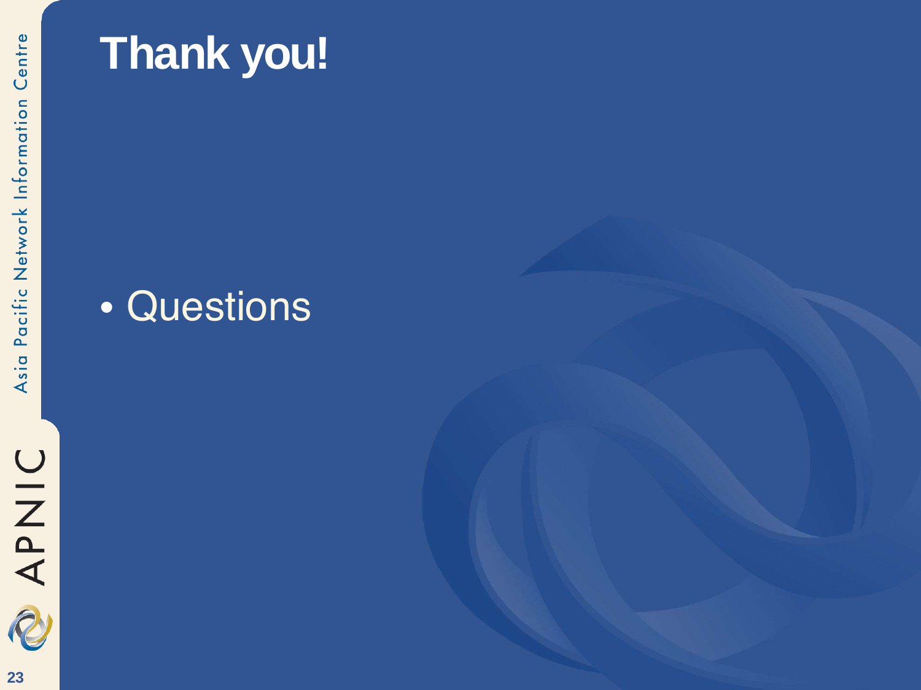# Thank you!

- Questions